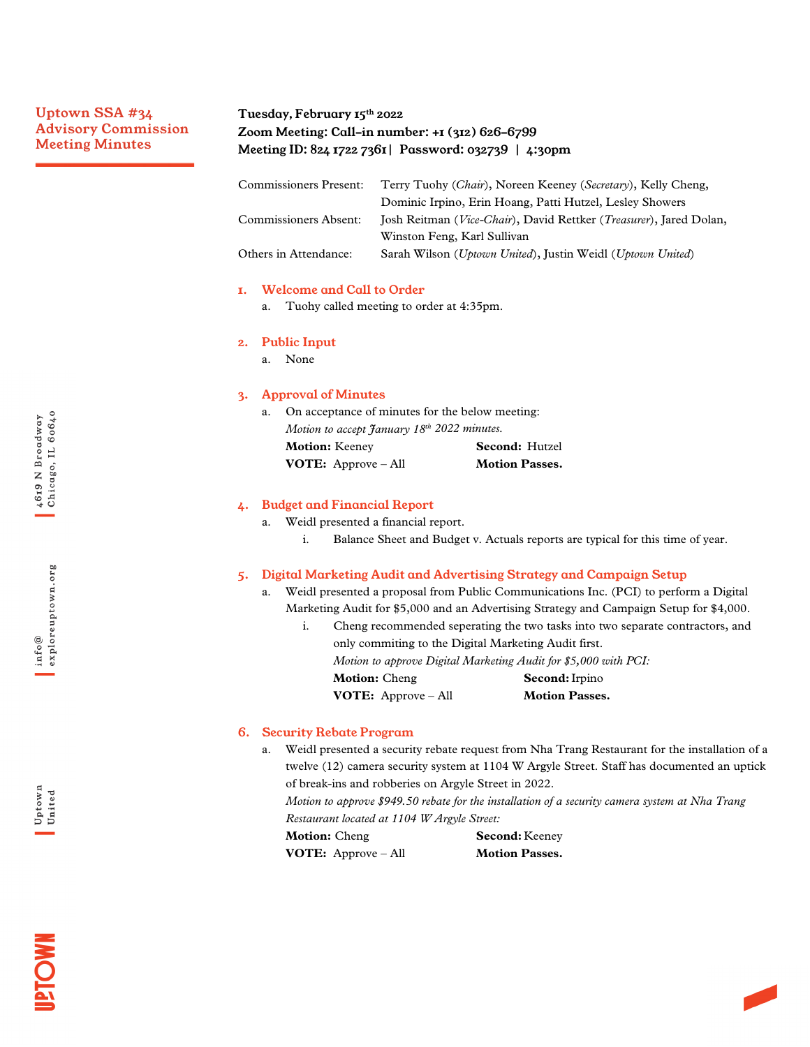# Uptown SSA #34 Advisory Commission Meeting Minutes

**Tuesday, February 15th 2022**
**Zoom Meeting: Call-in number: +1 (312) 626-6799**
**Meeting ID: 824 1722 7361 | Password: 032739 | 4:30pm**

| | |
|---|---|
| Commissioners Present: | Terry Tuohy (*Chair*), Noreen Keeney (*Secretary*), Kelly Cheng, Dominic Irpino, Erin Hoang, Patti Hutzel, Lesley Showers |
| Commissioners Absent: | Josh Reitman (*Vice-Chair*), David Rettker (*Treasurer*), Jared Dolan, Winston Feng, Karl Sullivan |
| Others in Attendance: | Sarah Wilson (*Uptown United*), Justin Weidl (*Uptown United*) |

## 1. Welcome and Call to Order

a. Tuohy called meeting to order at 4:35pm.

## 2. Public Input

a. None

## 3. Approval of Minutes

a. On acceptance of minutes for the below meeting:
   *Motion to accept January 18th 2022 minutes.*
   **Motion:** Keeney  **Second:** Hutzel
   **VOTE:** Approve – All  **Motion Passes.**

## 4. Budget and Financial Report

a. Weidl presented a financial report.
   i. Balance Sheet and Budget v. Actuals reports are typical for this time of year.

## 5. Digital Marketing Audit and Advertising Strategy and Campaign Setup

a. Weidl presented a proposal from Public Communications Inc. (PCI) to perform a Digital Marketing Audit for $5,000 and an Advertising Strategy and Campaign Setup for $4,000.
   i. Cheng recommended seperating the two tasks into two separate contractors, and only commiting to the Digital Marketing Audit first.
      *Motion to approve Digital Marketing Audit for $5,000 with PCI:*
      **Motion:** Cheng  **Second:** Irpino
      **VOTE:** Approve – All  **Motion Passes.**

## 6. Security Rebate Program

a. Weidl presented a security rebate request from Nha Trang Restaurant for the installation of a twelve (12) camera security system at 1104 W Argyle Street. Staff has documented an uptick of break-ins and robberies on Argyle Street in 2022.
   *Motion to approve $949.50 rebate for the installation of a security camera system at Nha Trang Restaurant located at 1104 W Argyle Street:*
   **Motion:** Cheng  **Second:** Keeney
   **VOTE:** Approve – All  **Motion Passes.**

4619 N Broadway
Chicago, IL 60640

info@exploreuptown.org

Uptown United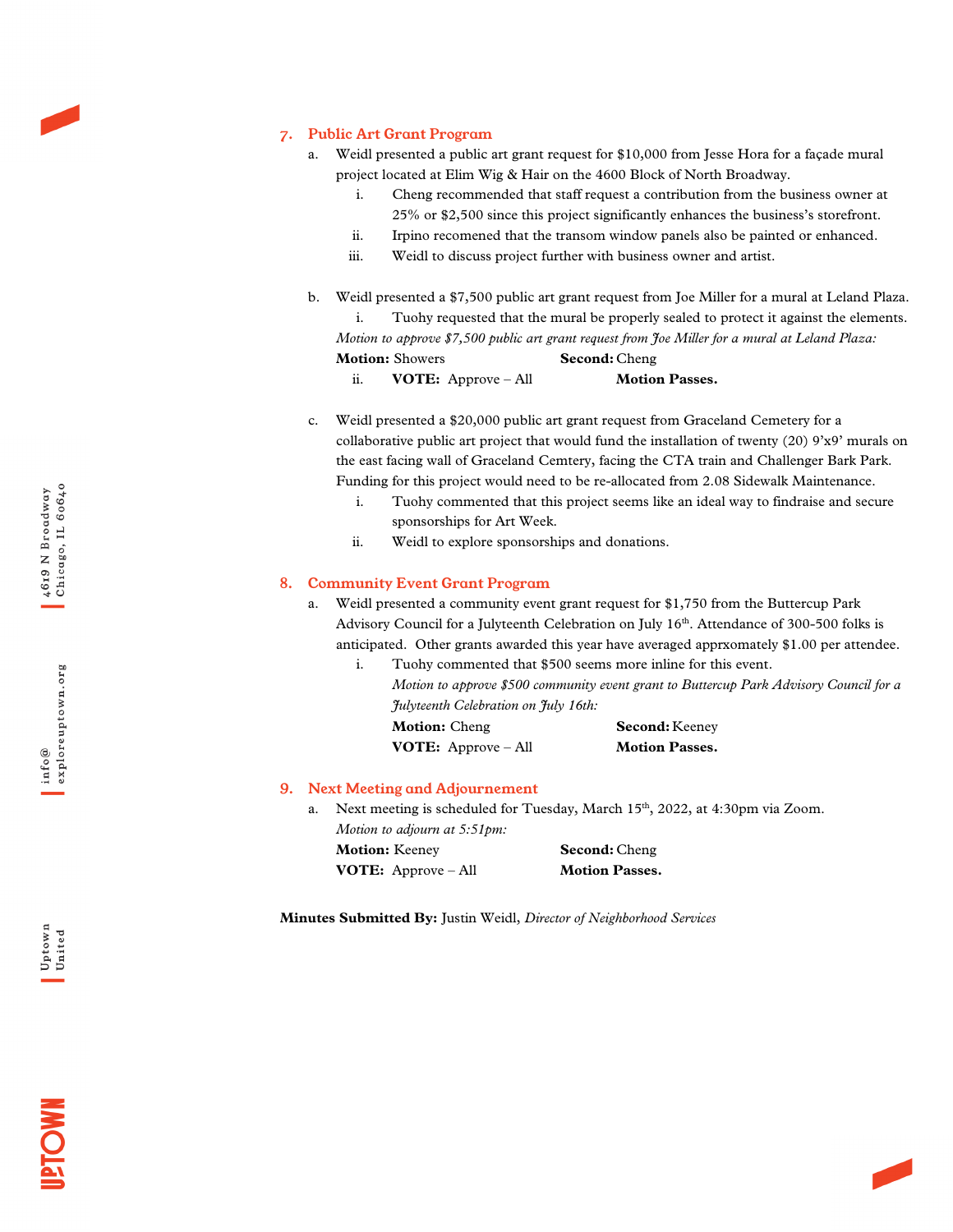## 7. Public Art Grant Program

a. Weidl presented a public art grant request for $10,000 from Jesse Hora for a façade mural project located at Elim Wig & Hair on the 4600 Block of North Broadway.
   i. Cheng recommended that staff request a contribution from the business owner at 25% or $2,500 since this project significantly enhances the business's storefront.
   ii. Irpino recomened that the transom window panels also be painted or enhanced.
   iii. Weidl to discuss project further with business owner and artist.

b. Weidl presented a $7,500 public art grant request from Joe Miller for a mural at Leland Plaza.
   i. Tuohy requested that the mural be properly sealed to protect it against the elements.

   *Motion to approve $7,500 public art grant request from Joe Miller for a mural at Leland Plaza:*

   **Motion:** Showers  **Second:** Cheng

   ii. **VOTE:** Approve – All  **Motion Passes.**

c. Weidl presented a $20,000 public art grant request from Graceland Cemetery for a collaborative public art project that would fund the installation of twenty (20) 9'x9' murals on the east facing wall of Graceland Cemtery, facing the CTA train and Challenger Bark Park. Funding for this project would need to be re-allocated from 2.08 Sidewalk Maintenance.
   i. Tuohy commented that this project seems like an ideal way to findraise and secure sponsorships for Art Week.
   ii. Weidl to explore sponsorships and donations.

## 8. Community Event Grant Program

a. Weidl presented a community event grant request for $1,750 from the Buttercup Park Advisory Council for a Julyteenth Celebration on July 16th. Attendance of 300-500 folks is anticipated. Other grants awarded this year have averaged apprxomately $1.00 per attendee.
   i. Tuohy commented that $500 seems more inline for this event.

   *Motion to approve $500 community event grant to Buttercup Park Advisory Council for a Julyteenth Celebration on July 16th:*

   **Motion:** Cheng  **Second:** Keeney

   **VOTE:** Approve – All  **Motion Passes.**

## 9. Next Meeting and Adjournement

a. Next meeting is scheduled for Tuesday, March 15th, 2022, at 4:30pm via Zoom.

   *Motion to adjourn at 5:51pm:*

   **Motion:** Keeney  **Second:** Cheng

   **VOTE:** Approve – All  **Motion Passes.**

**Minutes Submitted By:** Justin Weidl, *Director of Neighborhood Services*